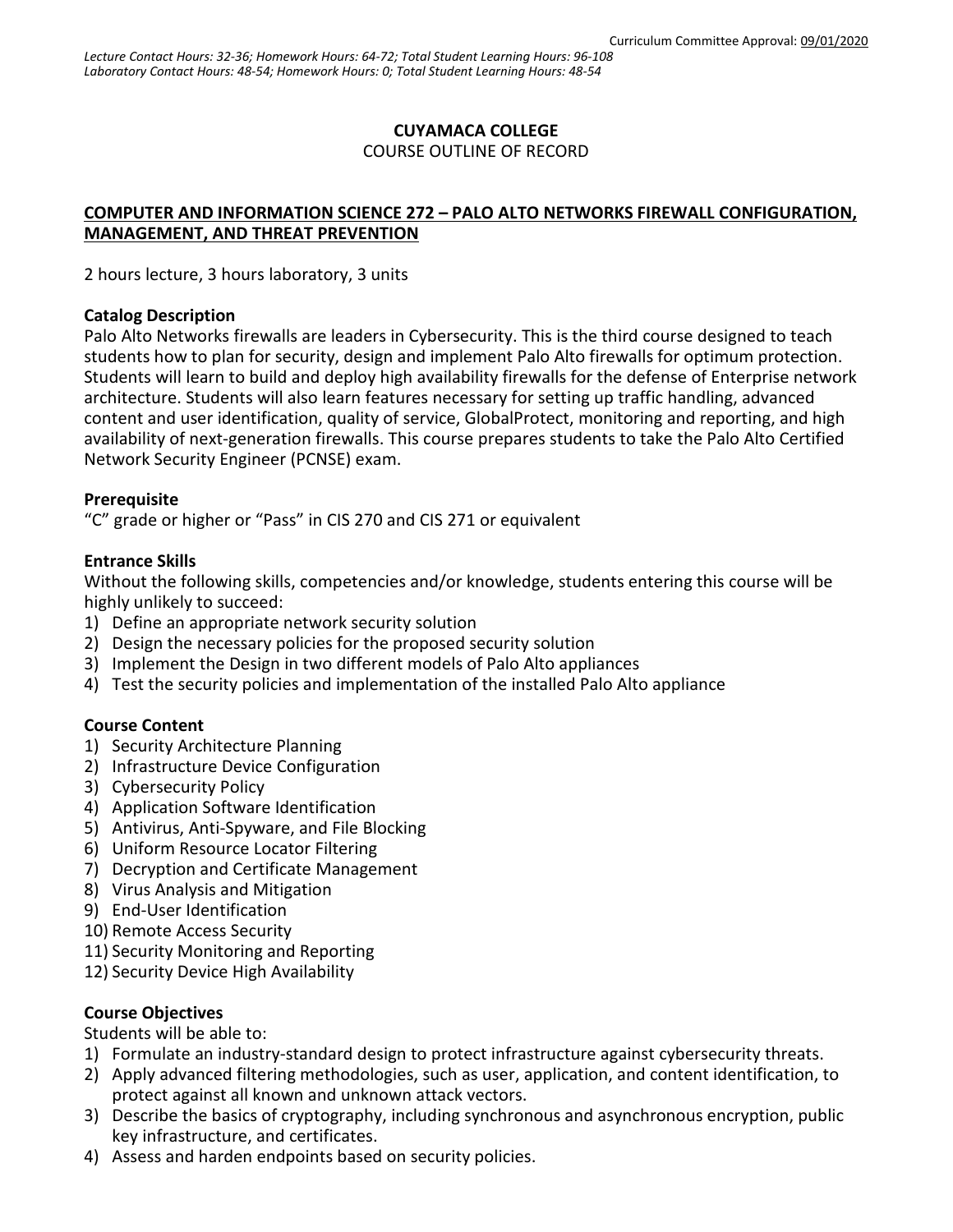Curriculum Committee Approval: 09/01/2020

*Lecture Contact Hours: 32-36; Homework Hours: 64-72; Total Student Learning Hours: 96-108*
*Laboratory Contact Hours: 48-54; Homework Hours: 0; Total Student Learning Hours: 48-54*

**CUYAMACA COLLEGE**
COURSE OUTLINE OF RECORD

**COMPUTER AND INFORMATION SCIENCE 272 – PALO ALTO NETWORKS FIREWALL CONFIGURATION, MANAGEMENT, AND THREAT PREVENTION**

2 hours lecture, 3 hours laboratory, 3 units

**Catalog Description**
Palo Alto Networks firewalls are leaders in Cybersecurity. This is the third course designed to teach students how to plan for security, design and implement Palo Alto firewalls for optimum protection. Students will learn to build and deploy high availability firewalls for the defense of Enterprise network architecture. Students will also learn features necessary for setting up traffic handling, advanced content and user identification, quality of service, GlobalProtect, monitoring and reporting, and high availability of next-generation firewalls. This course prepares students to take the Palo Alto Certified Network Security Engineer (PCNSE) exam.

**Prerequisite**
"C" grade or higher or "Pass" in CIS 270 and CIS 271 or equivalent

**Entrance Skills**
Without the following skills, competencies and/or knowledge, students entering this course will be highly unlikely to succeed:
1) Define an appropriate network security solution
2) Design the necessary policies for the proposed security solution
3) Implement the Design in two different models of Palo Alto appliances
4) Test the security policies and implementation of the installed Palo Alto appliance

**Course Content**
1) Security Architecture Planning
2) Infrastructure Device Configuration
3) Cybersecurity Policy
4) Application Software Identification
5) Antivirus, Anti-Spyware, and File Blocking
6) Uniform Resource Locator Filtering
7) Decryption and Certificate Management
8) Virus Analysis and Mitigation
9) End-User Identification
10) Remote Access Security
11) Security Monitoring and Reporting
12) Security Device High Availability

**Course Objectives**
Students will be able to:
1) Formulate an industry-standard design to protect infrastructure against cybersecurity threats.
2) Apply advanced filtering methodologies, such as user, application, and content identification, to protect against all known and unknown attack vectors.
3) Describe the basics of cryptography, including synchronous and asynchronous encryption, public key infrastructure, and certificates.
4) Assess and harden endpoints based on security policies.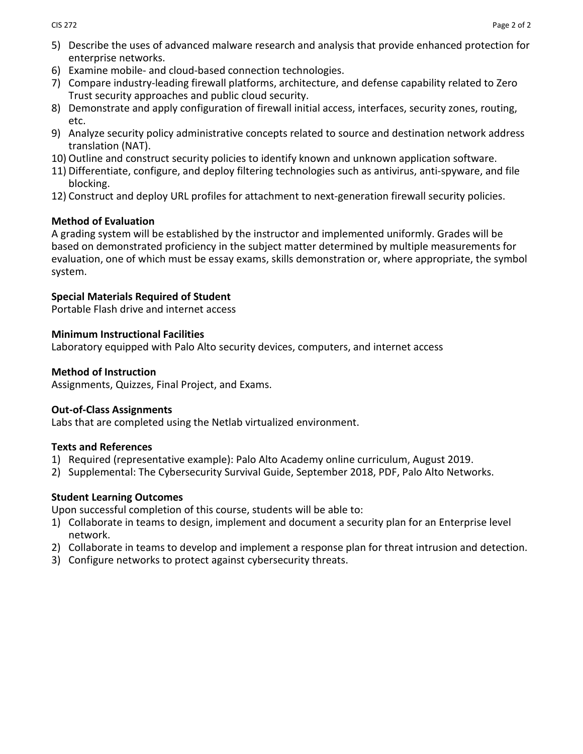5) Describe the uses of advanced malware research and analysis that provide enhanced protection for enterprise networks.
6) Examine mobile- and cloud-based connection technologies.
7) Compare industry-leading firewall platforms, architecture, and defense capability related to Zero Trust security approaches and public cloud security.
8) Demonstrate and apply configuration of firewall initial access, interfaces, security zones, routing, etc.
9) Analyze security policy administrative concepts related to source and destination network address translation (NAT).
10) Outline and construct security policies to identify known and unknown application software.
11) Differentiate, configure, and deploy filtering technologies such as antivirus, anti-spyware, and file blocking.
12) Construct and deploy URL profiles for attachment to next-generation firewall security policies.

**Method of Evaluation**
A grading system will be established by the instructor and implemented uniformly. Grades will be based on demonstrated proficiency in the subject matter determined by multiple measurements for evaluation, one of which must be essay exams, skills demonstration or, where appropriate, the symbol system.

**Special Materials Required of Student**
Portable Flash drive and internet access

**Minimum Instructional Facilities**
Laboratory equipped with Palo Alto security devices, computers, and internet access

**Method of Instruction**
Assignments, Quizzes, Final Project, and Exams.

**Out-of-Class Assignments**
Labs that are completed using the Netlab virtualized environment.

**Texts and References**
1) Required (representative example): Palo Alto Academy online curriculum, August 2019.
2) Supplemental: The Cybersecurity Survival Guide, September 2018, PDF, Palo Alto Networks.

**Student Learning Outcomes**
Upon successful completion of this course, students will be able to:
1) Collaborate in teams to design, implement and document a security plan for an Enterprise level network.
2) Collaborate in teams to develop and implement a response plan for threat intrusion and detection.
3) Configure networks to protect against cybersecurity threats.